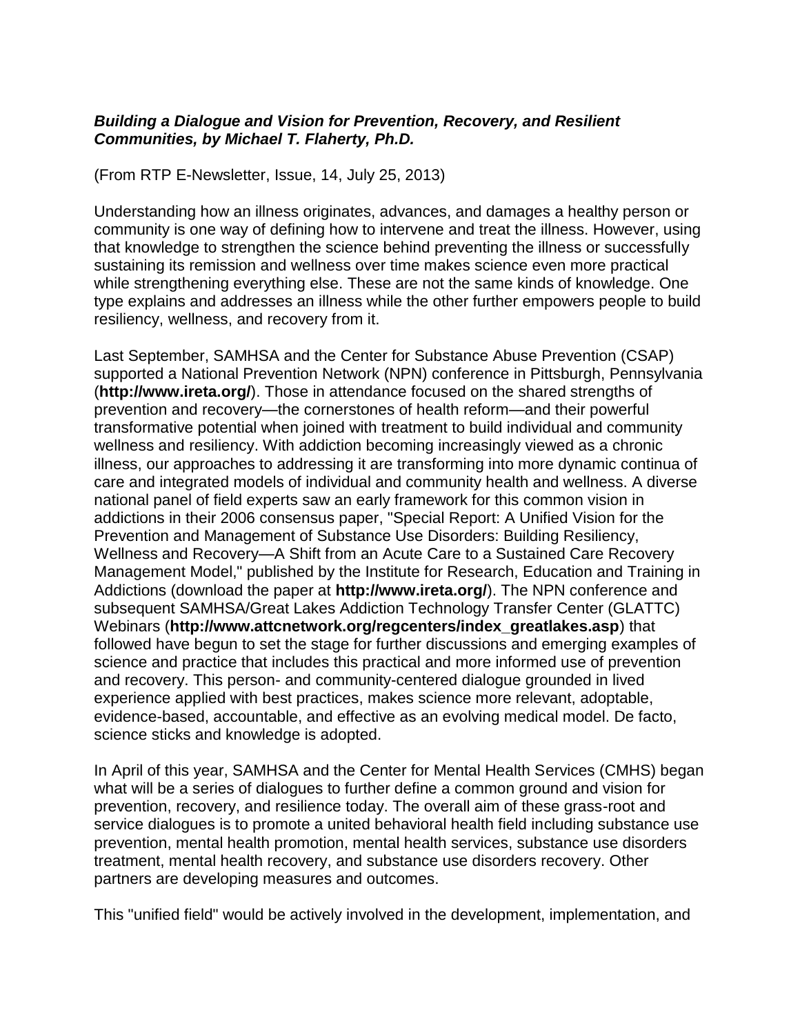***Building a Dialogue and Vision for Prevention, Recovery, and Resilient Communities, by Michael T. Flaherty, Ph.D.***

(From RTP E-Newsletter, Issue, 14, July 25, 2013)

Understanding how an illness originates, advances, and damages a healthy person or community is one way of defining how to intervene and treat the illness. However, using that knowledge to strengthen the science behind preventing the illness or successfully sustaining its remission and wellness over time makes science even more practical while strengthening everything else. These are not the same kinds of knowledge. One type explains and addresses an illness while the other further empowers people to build resiliency, wellness, and recovery from it.

Last September, SAMHSA and the Center for Substance Abuse Prevention (CSAP) supported a National Prevention Network (NPN) conference in Pittsburgh, Pennsylvania (**http://www.ireta.org/**). Those in attendance focused on the shared strengths of prevention and recovery—the cornerstones of health reform—and their powerful transformative potential when joined with treatment to build individual and community wellness and resiliency. With addiction becoming increasingly viewed as a chronic illness, our approaches to addressing it are transforming into more dynamic continua of care and integrated models of individual and community health and wellness. A diverse national panel of field experts saw an early framework for this common vision in addictions in their 2006 consensus paper, "Special Report: A Unified Vision for the Prevention and Management of Substance Use Disorders: Building Resiliency, Wellness and Recovery—A Shift from an Acute Care to a Sustained Care Recovery Management Model," published by the Institute for Research, Education and Training in Addictions (download the paper at **http://www.ireta.org/**). The NPN conference and subsequent SAMHSA/Great Lakes Addiction Technology Transfer Center (GLATTC) Webinars (**http://www.attcnetwork.org/regcenters/index_greatlakes.asp**) that followed have begun to set the stage for further discussions and emerging examples of science and practice that includes this practical and more informed use of prevention and recovery. This person- and community-centered dialogue grounded in lived experience applied with best practices, makes science more relevant, adoptable, evidence-based, accountable, and effective as an evolving medical model. De facto, science sticks and knowledge is adopted.

In April of this year, SAMHSA and the Center for Mental Health Services (CMHS) began what will be a series of dialogues to further define a common ground and vision for prevention, recovery, and resilience today. The overall aim of these grass-root and service dialogues is to promote a united behavioral health field including substance use prevention, mental health promotion, mental health services, substance use disorders treatment, mental health recovery, and substance use disorders recovery. Other partners are developing measures and outcomes.

This "unified field" would be actively involved in the development, implementation, and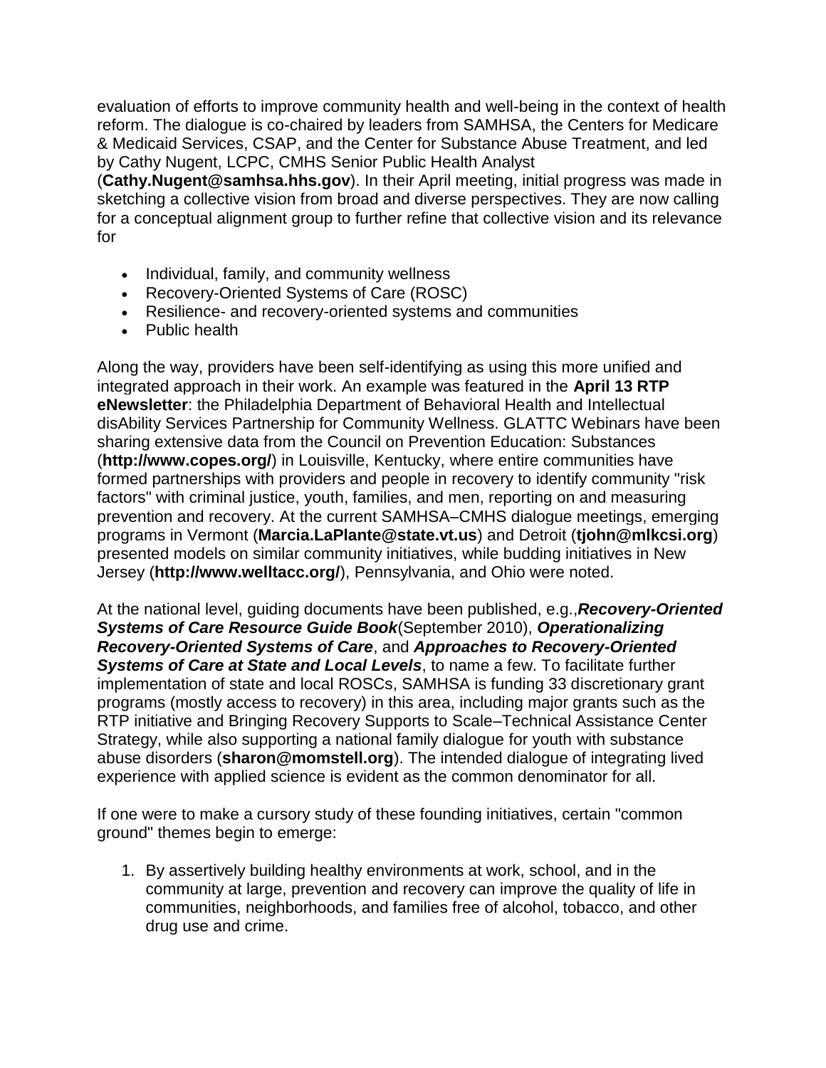evaluation of efforts to improve community health and well-being in the context of health reform. The dialogue is co-chaired by leaders from SAMHSA, the Centers for Medicare & Medicaid Services, CSAP, and the Center for Substance Abuse Treatment, and led by Cathy Nugent, LCPC, CMHS Senior Public Health Analyst (**Cathy.Nugent@samhsa.hhs.gov**). In their April meeting, initial progress was made in sketching a collective vision from broad and diverse perspectives. They are now calling for a conceptual alignment group to further refine that collective vision and its relevance for

- Individual, family, and community wellness
- Recovery-Oriented Systems of Care (ROSC)
- Resilience- and recovery-oriented systems and communities
- Public health

Along the way, providers have been self-identifying as using this more unified and integrated approach in their work. An example was featured in the **April 13 RTP eNewsletter**: the Philadelphia Department of Behavioral Health and Intellectual disAbility Services Partnership for Community Wellness. GLATTC Webinars have been sharing extensive data from the Council on Prevention Education: Substances (**http://www.copes.org/**) in Louisville, Kentucky, where entire communities have formed partnerships with providers and people in recovery to identify community "risk factors" with criminal justice, youth, families, and men, reporting on and measuring prevention and recovery. At the current SAMHSA–CMHS dialogue meetings, emerging programs in Vermont (**Marcia.LaPlante@state.vt.us**) and Detroit (**tjohn@mlkcsi.org**) presented models on similar community initiatives, while budding initiatives in New Jersey (**http://www.welltacc.org/**), Pennsylvania, and Ohio were noted.

At the national level, guiding documents have been published, e.g.,***Recovery-Oriented Systems of Care Resource Guide Book***(September 2010), ***Operationalizing Recovery-Oriented Systems of Care***, and ***Approaches to Recovery-Oriented Systems of Care at State and Local Levels***, to name a few. To facilitate further implementation of state and local ROSCs, SAMHSA is funding 33 discretionary grant programs (mostly access to recovery) in this area, including major grants such as the RTP initiative and Bringing Recovery Supports to Scale–Technical Assistance Center Strategy, while also supporting a national family dialogue for youth with substance abuse disorders (**sharon@momstell.org**). The intended dialogue of integrating lived experience with applied science is evident as the common denominator for all.

If one were to make a cursory study of these founding initiatives, certain "common ground" themes begin to emerge:

1. By assertively building healthy environments at work, school, and in the community at large, prevention and recovery can improve the quality of life in communities, neighborhoods, and families free of alcohol, tobacco, and other drug use and crime.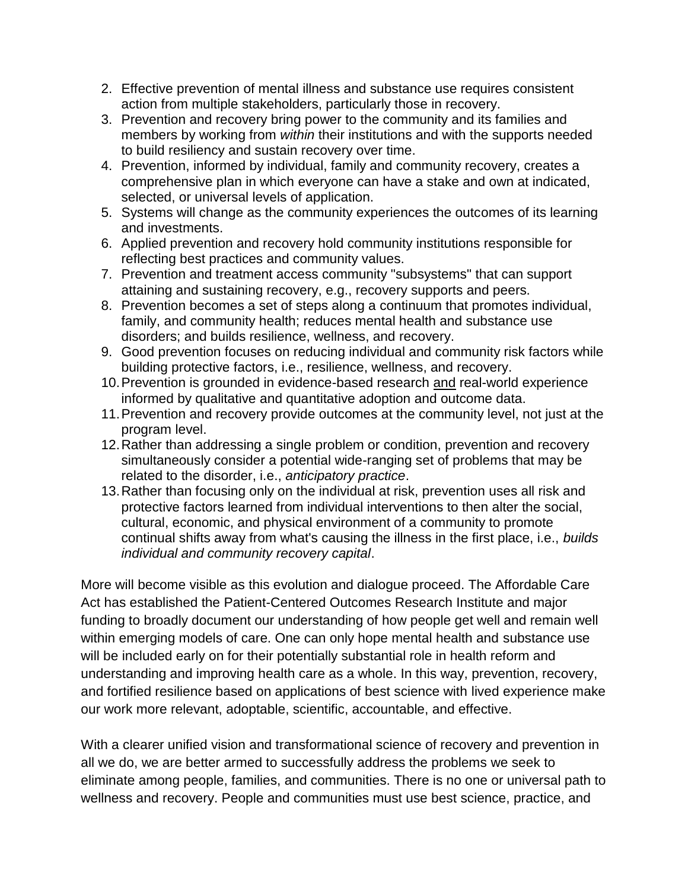2. Effective prevention of mental illness and substance use requires consistent action from multiple stakeholders, particularly those in recovery.
3. Prevention and recovery bring power to the community and its families and members by working from *within* their institutions and with the supports needed to build resiliency and sustain recovery over time.
4. Prevention, informed by individual, family and community recovery, creates a comprehensive plan in which everyone can have a stake and own at indicated, selected, or universal levels of application.
5. Systems will change as the community experiences the outcomes of its learning and investments.
6. Applied prevention and recovery hold community institutions responsible for reflecting best practices and community values.
7. Prevention and treatment access community "subsystems" that can support attaining and sustaining recovery, e.g., recovery supports and peers.
8. Prevention becomes a set of steps along a continuum that promotes individual, family, and community health; reduces mental health and substance use disorders; and builds resilience, wellness, and recovery.
9. Good prevention focuses on reducing individual and community risk factors while building protective factors, i.e., resilience, wellness, and recovery.
10. Prevention is grounded in evidence-based research <u>and</u> real-world experience informed by qualitative and quantitative adoption and outcome data.
11. Prevention and recovery provide outcomes at the community level, not just at the program level.
12. Rather than addressing a single problem or condition, prevention and recovery simultaneously consider a potential wide-ranging set of problems that may be related to the disorder, i.e., *anticipatory practice*.
13. Rather than focusing only on the individual at risk, prevention uses all risk and protective factors learned from individual interventions to then alter the social, cultural, economic, and physical environment of a community to promote continual shifts away from what's causing the illness in the first place, i.e., *builds individual and community recovery capital*.

More will become visible as this evolution and dialogue proceed. The Affordable Care Act has established the Patient-Centered Outcomes Research Institute and major funding to broadly document our understanding of how people get well and remain well within emerging models of care. One can only hope mental health and substance use will be included early on for their potentially substantial role in health reform and understanding and improving health care as a whole. In this way, prevention, recovery, and fortified resilience based on applications of best science with lived experience make our work more relevant, adoptable, scientific, accountable, and effective.

With a clearer unified vision and transformational science of recovery and prevention in all we do, we are better armed to successfully address the problems we seek to eliminate among people, families, and communities. There is no one or universal path to wellness and recovery. People and communities must use best science, practice, and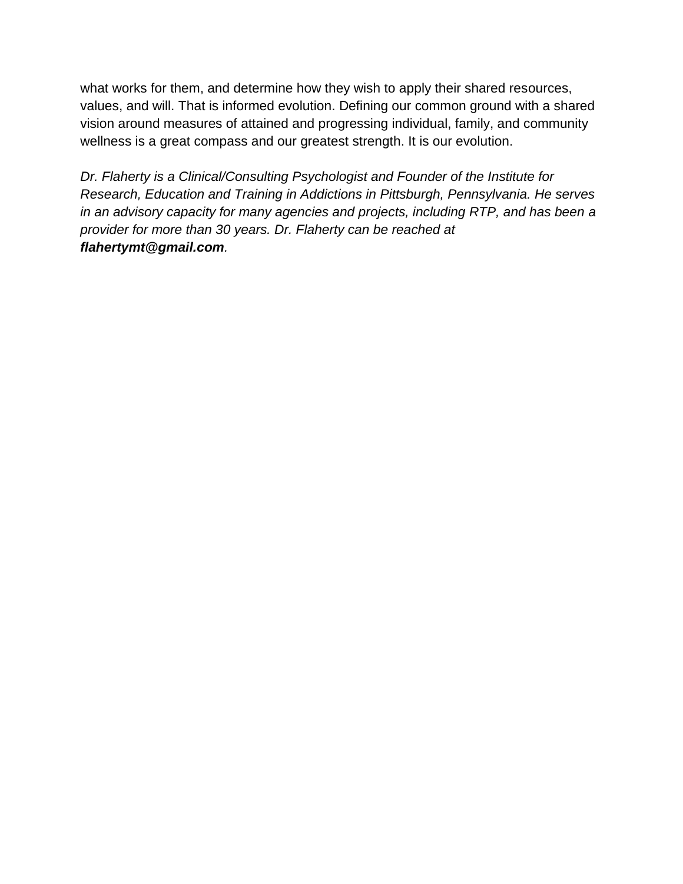what works for them, and determine how they wish to apply their shared resources, values, and will. That is informed evolution. Defining our common ground with a shared vision around measures of attained and progressing individual, family, and community wellness is a great compass and our greatest strength. It is our evolution.

*Dr. Flaherty is a Clinical/Consulting Psychologist and Founder of the Institute for Research, Education and Training in Addictions in Pittsburgh, Pennsylvania. He serves in an advisory capacity for many agencies and projects, including RTP, and has been a provider for more than 30 years. Dr. Flaherty can be reached at* ***flahertymt@gmail.com****.*